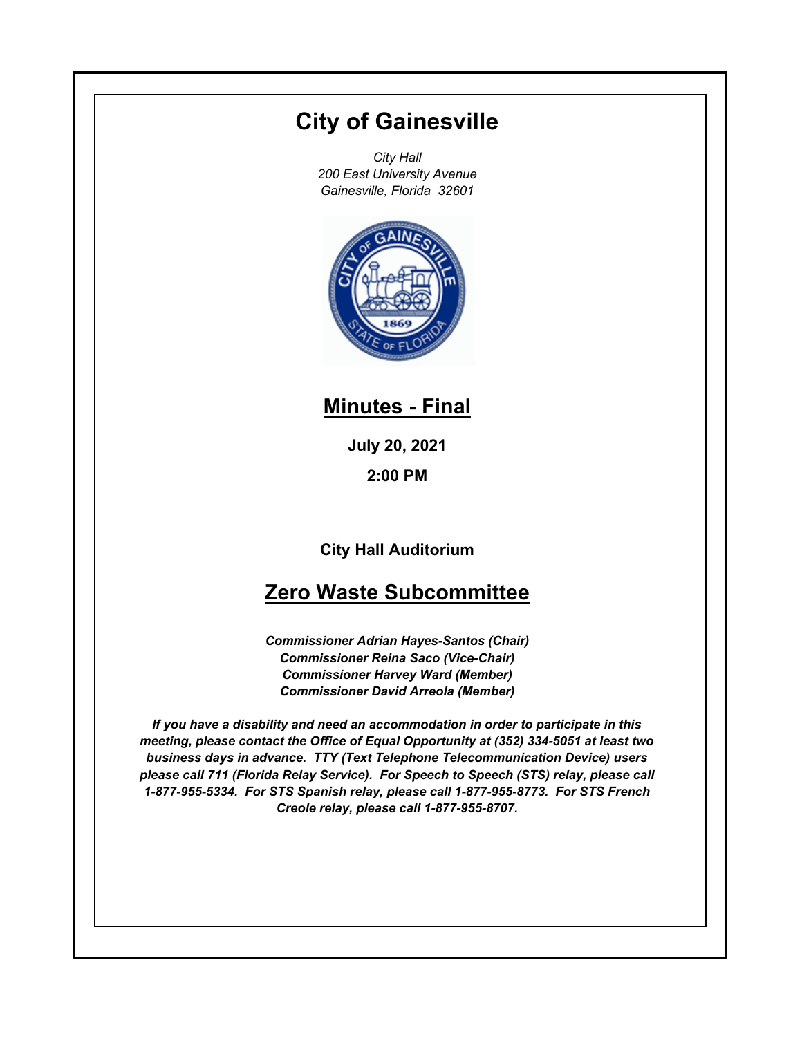# City of Gainesville

*City Hall*
*200 East University Avenue*
*Gainesville, Florida 32601*

## Minutes - Final

**July 20, 2021**

**2:00 PM**

**City Hall Auditorium**

## Zero Waste Subcommittee

***Commissioner Adrian Hayes-Santos (Chair)***
***Commissioner Reina Saco (Vice-Chair)***
***Commissioner Harvey Ward (Member)***
***Commissioner David Arreola (Member)***

***If you have a disability and need an accommodation in order to participate in this meeting, please contact the Office of Equal Opportunity at (352) 334-5051 at least two business days in advance. TTY (Text Telephone Telecommunication Device) users please call 711 (Florida Relay Service). For Speech to Speech (STS) relay, please call 1-877-955-5334. For STS Spanish relay, please call 1-877-955-8773. For STS French Creole relay, please call 1-877-955-8707.***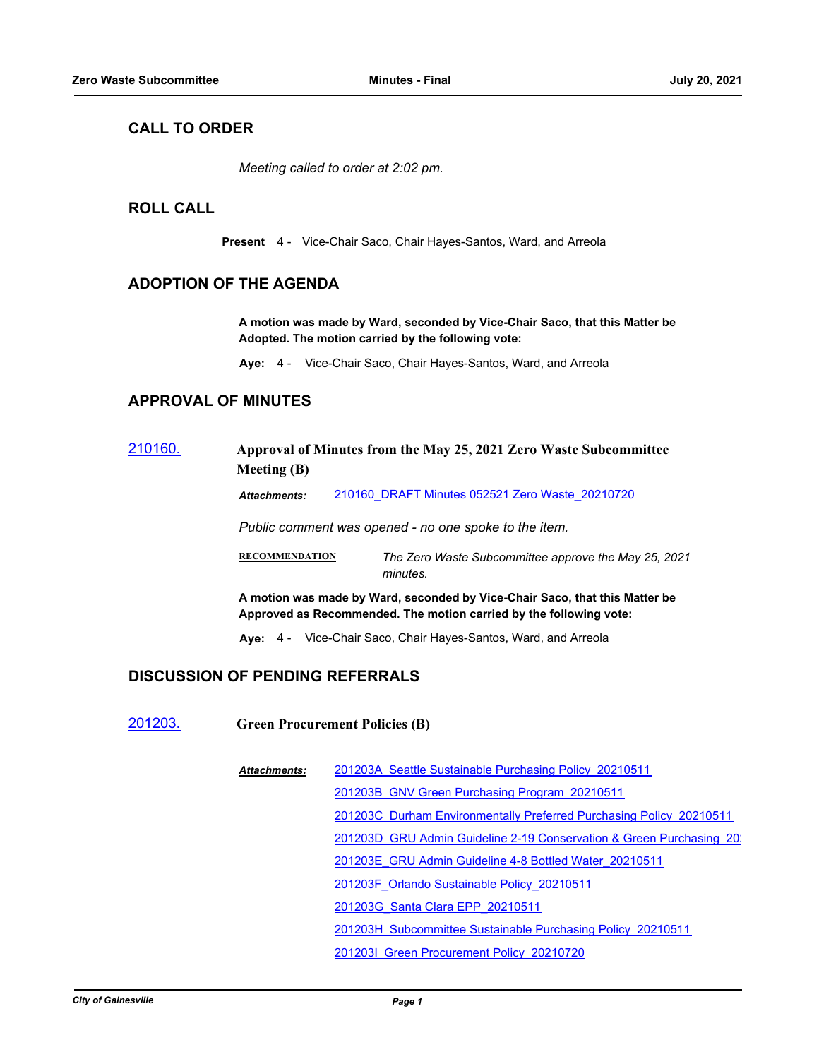## CALL TO ORDER

*Meeting called to order at 2:02 pm.*

## ROLL CALL

**Present** 4 - Vice-Chair Saco, Chair Hayes-Santos, Ward, and Arreola

## ADOPTION OF THE AGENDA

**A motion was made by Ward, seconded by Vice-Chair Saco, that this Matter be Adopted. The motion carried by the following vote:**

**Aye:** 4 - Vice-Chair Saco, Chair Hayes-Santos, Ward, and Arreola

## APPROVAL OF MINUTES

### 210160. Approval of Minutes from the May 25, 2021 Zero Waste Subcommittee Meeting (B)

***Attachments:*** 210160_DRAFT Minutes 052521 Zero Waste_20210720

*Public comment was opened - no one spoke to the item.*

**RECOMMENDATION** *The Zero Waste Subcommittee approve the May 25, 2021 minutes.*

**A motion was made by Ward, seconded by Vice-Chair Saco, that this Matter be Approved as Recommended. The motion carried by the following vote:**

**Aye:** 4 - Vice-Chair Saco, Chair Hayes-Santos, Ward, and Arreola

## DISCUSSION OF PENDING REFERRALS

### 201203. Green Procurement Policies (B)

***Attachments:***
- 201203A_Seattle Sustainable Purchasing Policy_20210511
- 201203B_GNV Green Purchasing Program_20210511
- 201203C_Durham Environmentally Preferred Purchasing Policy_20210511
- 201203D_GRU Admin Guideline 2-19 Conservation & Green Purchasing_20
- 201203E_GRU Admin Guideline 4-8 Bottled Water_20210511
- 201203F_Orlando Sustainable Policy_20210511
- 201203G_Santa Clara EPP_20210511
- 201203H_Subcommittee Sustainable Purchasing Policy_20210511
- 201203I_Green Procurement Policy_20210720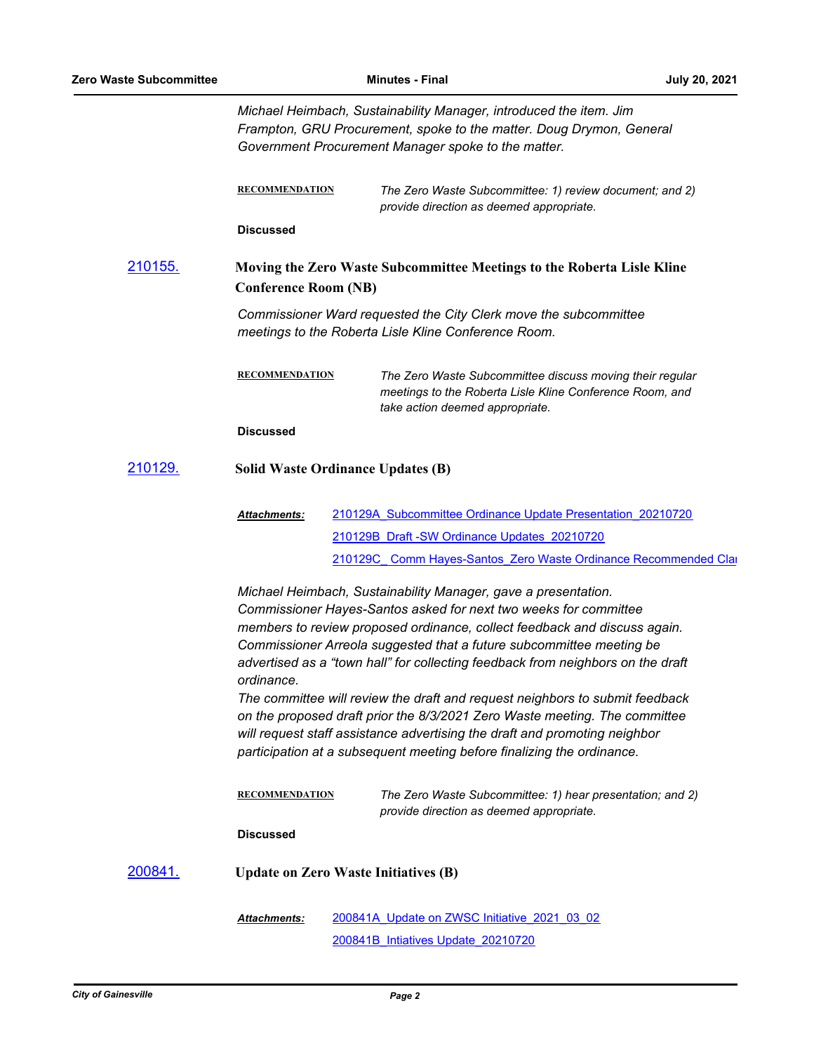*Michael Heimbach, Sustainability Manager, introduced the item. Jim Frampton, GRU Procurement, spoke to the matter. Doug Drymon, General Government Procurement Manager spoke to the matter.*

**RECOMMENDATION** *The Zero Waste Subcommittee: 1) review document; and 2) provide direction as deemed appropriate.*

**Discussed**

[210155.](#) **Moving the Zero Waste Subcommittee Meetings to the Roberta Lisle Kline Conference Room (NB)**

*Commissioner Ward requested the City Clerk move the subcommittee meetings to the Roberta Lisle Kline Conference Room.*

**RECOMMENDATION** *The Zero Waste Subcommittee discuss moving their regular meetings to the Roberta Lisle Kline Conference Room, and take action deemed appropriate.*

**Discussed**

[210129.](#) **Solid Waste Ordinance Updates (B)**

***Attachments:*** 210129A_Subcommittee Ordinance Update Presentation_20210720
210129B_Draft -SW Ordinance Updates_20210720
210129C_ Comm Hayes-Santos_Zero Waste Ordinance Recommended Cla

*Michael Heimbach, Sustainability Manager, gave a presentation. Commissioner Hayes-Santos asked for next two weeks for committee members to review proposed ordinance, collect feedback and discuss again. Commissioner Arreola suggested that a future subcommittee meeting be advertised as a "town hall" for collecting feedback from neighbors on the draft ordinance.*
*The committee will review the draft and request neighbors to submit feedback on the proposed draft prior the 8/3/2021 Zero Waste meeting. The committee will request staff assistance advertising the draft and promoting neighbor participation at a subsequent meeting before finalizing the ordinance.*

**RECOMMENDATION** *The Zero Waste Subcommittee: 1) hear presentation; and 2) provide direction as deemed appropriate.*

**Discussed**

[200841.](#) **Update on Zero Waste Initiatives (B)**

***Attachments:*** 200841A_Update on ZWSC Initiative_2021_03_02
200841B_Intiatives Update_20210720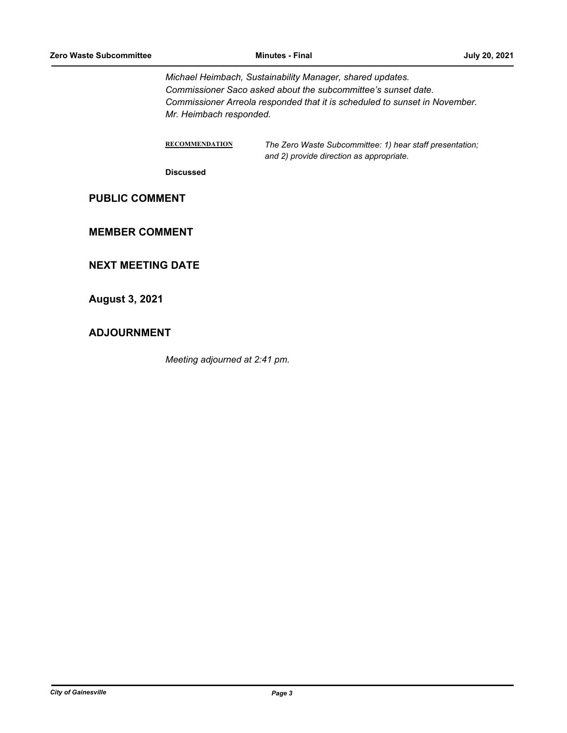*Michael Heimbach, Sustainability Manager, shared updates.*
*Commissioner Saco asked about the subcommittee's sunset date.*
*Commissioner Arreola responded that it is scheduled to sunset in November.*
*Mr. Heimbach responded.*

**RECOMMENDATION** *The Zero Waste Subcommittee: 1) hear staff presentation; and 2) provide direction as appropriate.*

**Discussed**

## PUBLIC COMMENT

## MEMBER COMMENT

## NEXT MEETING DATE

## August 3, 2021

## ADJOURNMENT

*Meeting adjourned at 2:41 pm.*